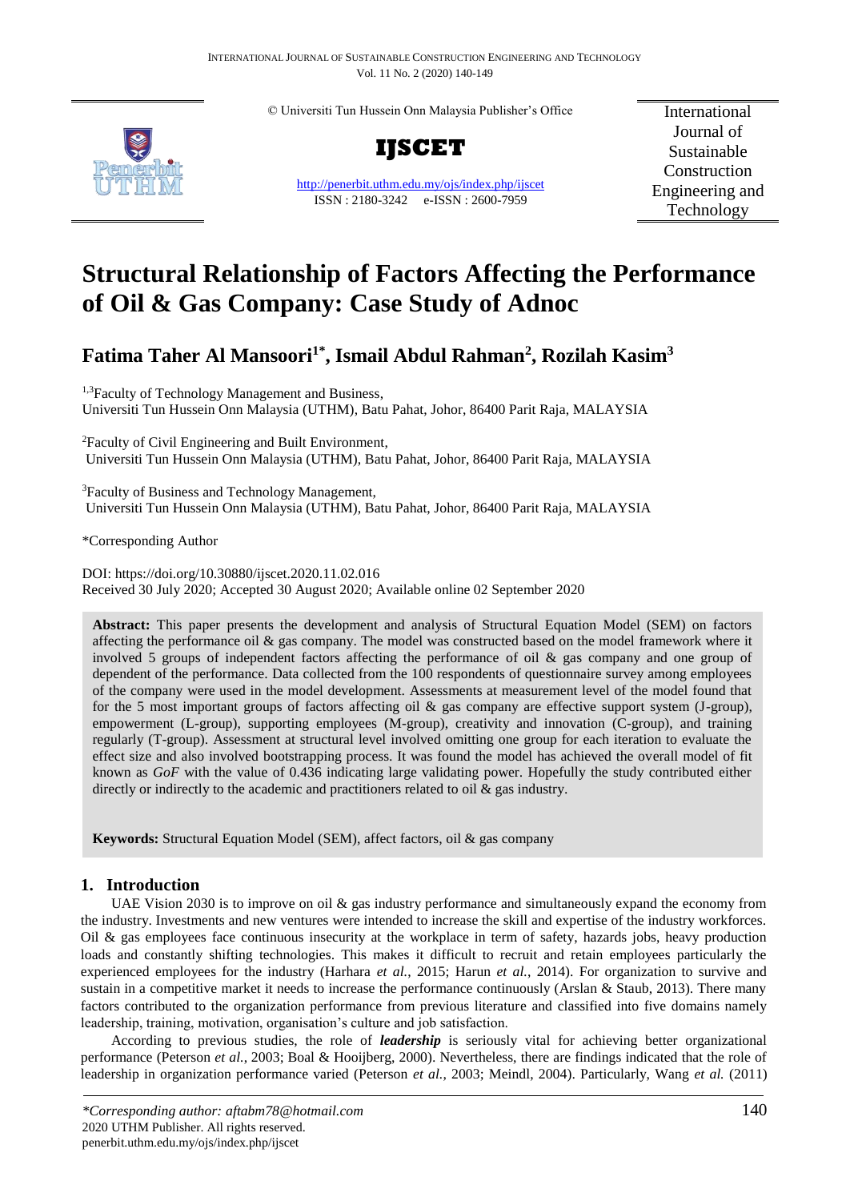© Universiti Tun Hussein Onn Malaysia Publisher's Office

**IJSCET**

http://penerbit.uthm.edu.my/ojs/index.php/ijscet

ISSN : 2180-3242 e-ISSN : 2600-7959

International Journal of Sustainable Construction Engineering and Technology

# Structural Relationship of Factors Affecting the Performance of Oil & Gas Company: Case Study of Adnoc

**Fatima Taher Al Mansoori[1*], Ismail Abdul Rahman[2], Rozilah Kasim[3]**

[1,3]Faculty of Technology Management and Business, Universiti Tun Hussein Onn Malaysia (UTHM), Batu Pahat, Johor, 86400 Parit Raja, MALAYSIA

[2]Faculty of Civil Engineering and Built Environment, Universiti Tun Hussein Onn Malaysia (UTHM), Batu Pahat, Johor, 86400 Parit Raja, MALAYSIA

[3]Faculty of Business and Technology Management, Universiti Tun Hussein Onn Malaysia (UTHM), Batu Pahat, Johor, 86400 Parit Raja, MALAYSIA

*Corresponding Author

DOI: https://doi.org/10.30880/ijscet.2020.11.02.016

Received 30 July 2020; Accepted 30 August 2020; Available online 02 September 2020

**Abstract:** This paper presents the development and analysis of Structural Equation Model (SEM) on factors affecting the performance oil & gas company. The model was constructed based on the model framework where it involved 5 groups of independent factors affecting the performance of oil & gas company and one group of dependent of the performance. Data collected from the 100 respondents of questionnaire survey among employees of the company were used in the model development. Assessments at measurement level of the model found that for the 5 most important groups of factors affecting oil & gas company are effective support system (J-group), empowerment (L-group), supporting employees (M-group), creativity and innovation (C-group), and training regularly (T-group). Assessment at structural level involved omitting one group for each iteration to evaluate the effect size and also involved bootstrapping process. It was found the model has achieved the overall model of fit known as *GoF* with the value of 0.436 indicating large validating power. Hopefully the study contributed either directly or indirectly to the academic and practitioners related to oil & gas industry.

**Keywords:** Structural Equation Model (SEM), affect factors, oil & gas company

## 1. Introduction

UAE Vision 2030 is to improve on oil & gas industry performance and simultaneously expand the economy from the industry. Investments and new ventures were intended to increase the skill and expertise of the industry workforces. Oil & gas employees face continuous insecurity at the workplace in term of safety, hazards jobs, heavy production loads and constantly shifting technologies. This makes it difficult to recruit and retain employees particularly the experienced employees for the industry (Harhara *et al.*, 2015; Harun *et al.*, 2014). For organization to survive and sustain in a competitive market it needs to increase the performance continuously (Arslan & Staub, 2013). There many factors contributed to the organization performance from previous literature and classified into five domains namely leadership, training, motivation, organisation's culture and job satisfaction.

According to previous studies, the role of ***leadership*** is seriously vital for achieving better organizational performance (Peterson *et al.*, 2003; Boal & Hooijberg, 2000). Nevertheless, there are findings indicated that the role of leadership in organization performance varied (Peterson *et al.*, 2003; Meindl, 2004). Particularly, Wang *et al.* (2011)

*\*Corresponding author: aftabm78@hotmail.com*
2020 UTHM Publisher. All rights reserved.
penerbit.uthm.edu.my/ojs/index.php/ijscet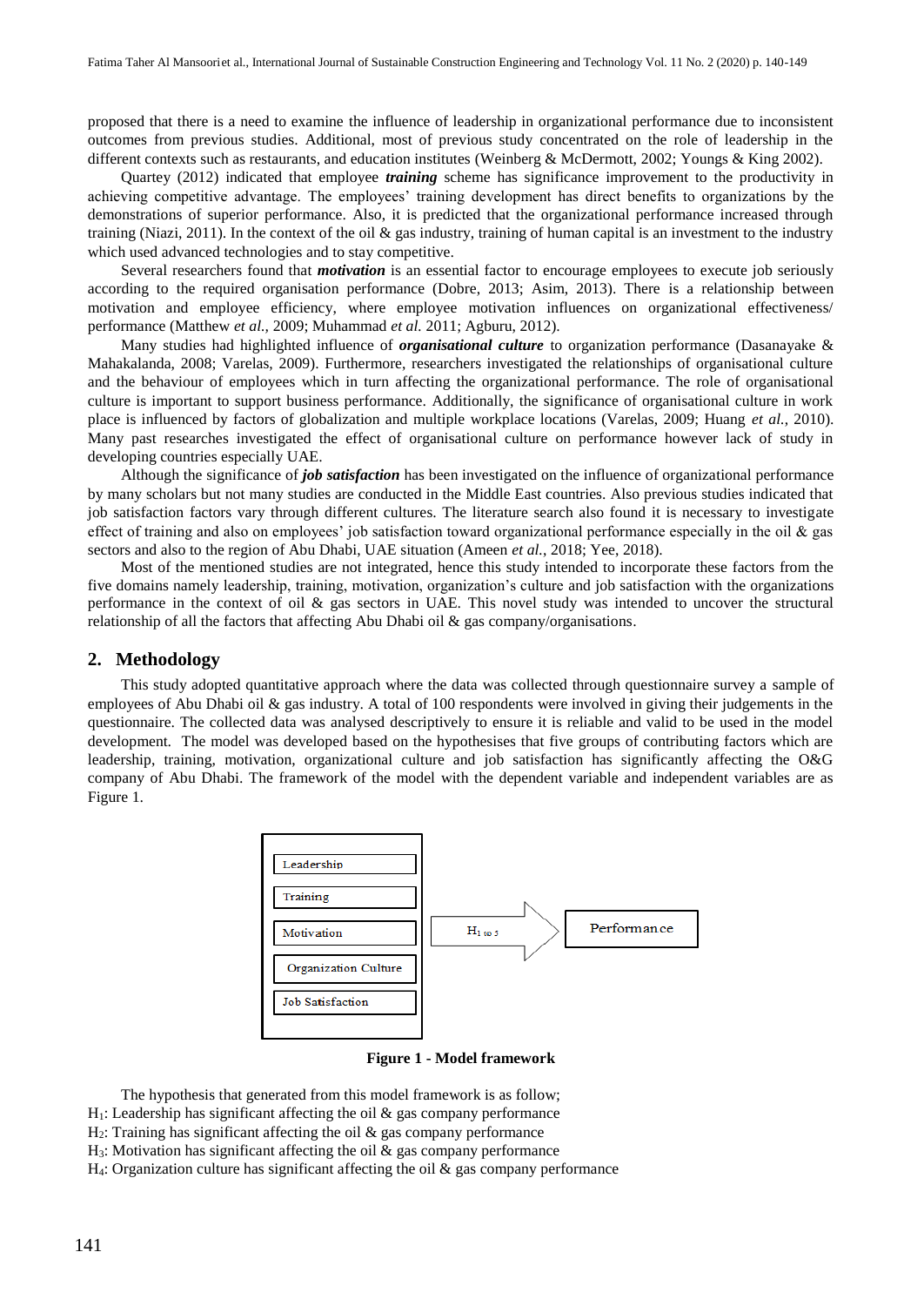proposed that there is a need to examine the influence of leadership in organizational performance due to inconsistent outcomes from previous studies. Additional, most of previous study concentrated on the role of leadership in the different contexts such as restaurants, and education institutes (Weinberg & McDermott, 2002; Youngs & King 2002).

Quartey (2012) indicated that employee ***training*** scheme has significance improvement to the productivity in achieving competitive advantage. The employees' training development has direct benefits to organizations by the demonstrations of superior performance. Also, it is predicted that the organizational performance increased through training (Niazi, 2011). In the context of the oil & gas industry, training of human capital is an investment to the industry which used advanced technologies and to stay competitive.

Several researchers found that ***motivation*** is an essential factor to encourage employees to execute job seriously according to the required organisation performance (Dobre, 2013; Asim, 2013). There is a relationship between motivation and employee efficiency, where employee motivation influences on organizational effectiveness/ performance (Matthew *et al.,* 2009; Muhammad *et al.* 2011; Agburu, 2012).

Many studies had highlighted influence of ***organisational culture*** to organization performance (Dasanayake & Mahakalanda, 2008; Varelas, 2009). Furthermore, researchers investigated the relationships of organisational culture and the behaviour of employees which in turn affecting the organizational performance. The role of organisational culture is important to support business performance. Additionally, the significance of organisational culture in work place is influenced by factors of globalization and multiple workplace locations (Varelas, 2009; Huang *et al.*, 2010). Many past researches investigated the effect of organisational culture on performance however lack of study in developing countries especially UAE.

Although the significance of ***job satisfaction*** has been investigated on the influence of organizational performance by many scholars but not many studies are conducted in the Middle East countries. Also previous studies indicated that job satisfaction factors vary through different cultures. The literature search also found it is necessary to investigate effect of training and also on employees' job satisfaction toward organizational performance especially in the oil & gas sectors and also to the region of Abu Dhabi, UAE situation (Ameen *et al.*, 2018; Yee, 2018).

Most of the mentioned studies are not integrated, hence this study intended to incorporate these factors from the five domains namely leadership, training, motivation, organization's culture and job satisfaction with the organizations performance in the context of oil & gas sectors in UAE. This novel study was intended to uncover the structural relationship of all the factors that affecting Abu Dhabi oil & gas company/organisations.

## 2. Methodology

This study adopted quantitative approach where the data was collected through questionnaire survey a sample of employees of Abu Dhabi oil & gas industry. A total of 100 respondents were involved in giving their judgements in the questionnaire. The collected data was analysed descriptively to ensure it is reliable and valid to be used in the model development. The model was developed based on the hypothesises that five groups of contributing factors which are leadership, training, motivation, organizational culture and job satisfaction has significantly affecting the O&G company of Abu Dhabi. The framework of the model with the dependent variable and independent variables are as Figure 1.

Leadership | Training | Motivation | Organization Culture | Job Satisfaction → $H_{1 \text{ to } 5}$ → Performance

**Figure 1 - Model framework**

The hypothesis that generated from this model framework is as follow;

$H_1$: Leadership has significant affecting the oil & gas company performance

$H_2$: Training has significant affecting the oil & gas company performance

$H_3$: Motivation has significant affecting the oil & gas company performance

$H_4$: Organization culture has significant affecting the oil & gas company performance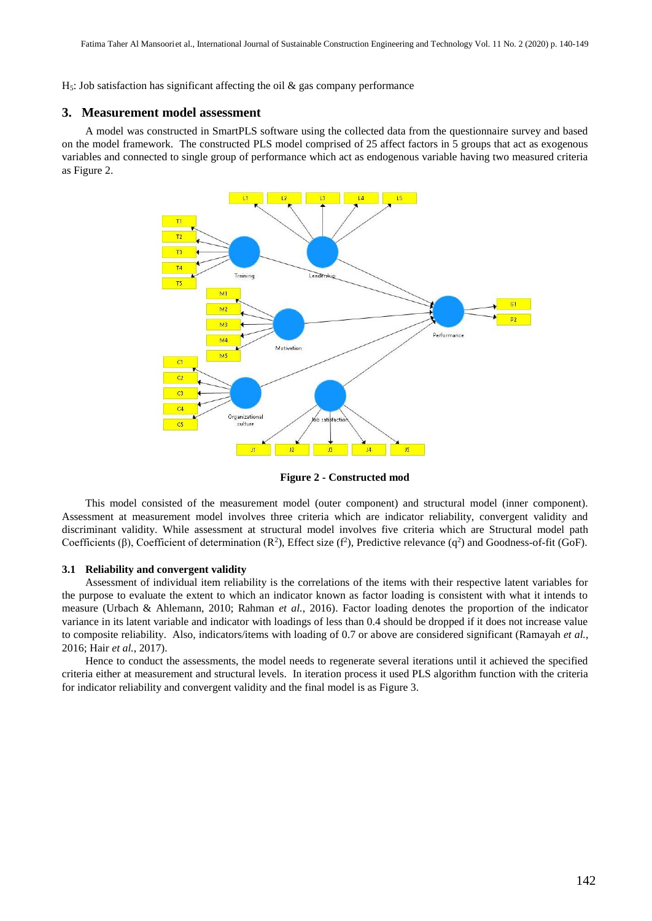$H_5$: Job satisfaction has significant affecting the oil & gas company performance

## 3. Measurement model assessment

A model was constructed in SmartPLS software using the collected data from the questionnaire survey and based on the model framework. The constructed PLS model comprised of 25 affect factors in 5 groups that act as exogenous variables and connected to single group of performance which act as endogenous variable having two measured criteria as Figure 2.

**Figure 2 - Constructed mod**

This model consisted of the measurement model (outer component) and structural model (inner component). Assessment at measurement model involves three criteria which are indicator reliability, convergent validity and discriminant validity. While assessment at structural model involves five criteria which are Structural model path Coefficients (β), Coefficient of determination ($R^2$), Effect size ($f^2$), Predictive relevance ($q^2$) and Goodness-of-fit (GoF).

### 3.1 Reliability and convergent validity

Assessment of individual item reliability is the correlations of the items with their respective latent variables for the purpose to evaluate the extent to which an indicator known as factor loading is consistent with what it intends to measure (Urbach & Ahlemann, 2010; Rahman *et al.*, 2016). Factor loading denotes the proportion of the indicator variance in its latent variable and indicator with loadings of less than 0.4 should be dropped if it does not increase value to composite reliability. Also, indicators/items with loading of 0.7 or above are considered significant (Ramayah *et al.*, 2016; Hair *et al.*, 2017).

Hence to conduct the assessments, the model needs to regenerate several iterations until it achieved the specified criteria either at measurement and structural levels. In iteration process it used PLS algorithm function with the criteria for indicator reliability and convergent validity and the final model is as Figure 3.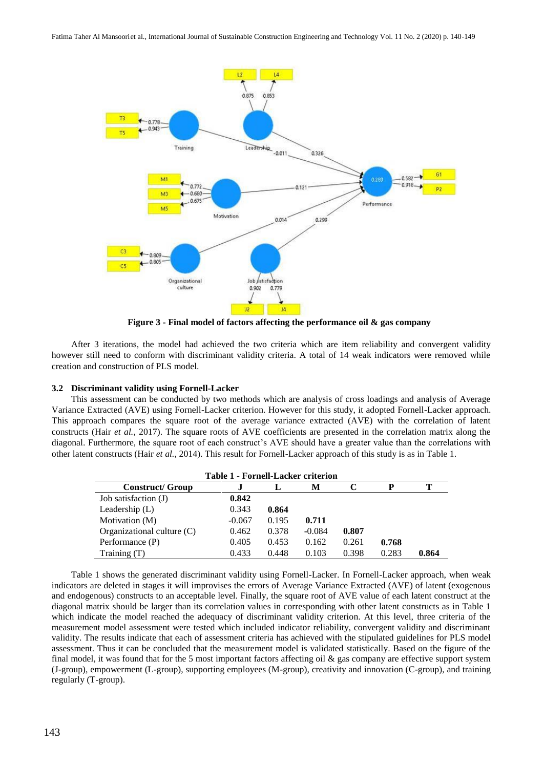**Figure 3 - Final model of factors affecting the performance oil & gas company**

After 3 iterations, the model had achieved the two criteria which are item reliability and convergent validity however still need to conform with discriminant validity criteria. A total of 14 weak indicators were removed while creation and construction of PLS model.

### 3.2 Discriminant validity using Fornell-Lacker

This assessment can be conducted by two methods which are analysis of cross loadings and analysis of Average Variance Extracted (AVE) using Fornell-Lacker criterion. However for this study, it adopted Fornell-Lacker approach. This approach compares the square root of the average variance extracted (AVE) with the correlation of latent constructs (Hair *et al.*, 2017). The square roots of AVE coefficients are presented in the correlation matrix along the diagonal. Furthermore, the square root of each construct's AVE should have a greater value than the correlations with other latent constructs (Hair *et al.*, 2014). This result for Fornell-Lacker approach of this study is as in Table 1.

**Table 1 - Fornell-Lacker criterion**

| Construct/ Group | J | L | M | C | P | T |
|---|---|---|---|---|---|---|
| Job satisfaction (J) | **0.842** | | | | | |
| Leadership (L) | 0.343 | **0.864** | | | | |
| Motivation (M) | -0.067 | 0.195 | **0.711** | | | |
| Organizational culture (C) | 0.462 | 0.378 | -0.084 | **0.807** | | |
| Performance (P) | 0.405 | 0.453 | 0.162 | 0.261 | **0.768** | |
| Training (T) | 0.433 | 0.448 | 0.103 | 0.398 | 0.283 | **0.864** |

Table 1 shows the generated discriminant validity using Fornell-Lacker. In Fornell-Lacker approach, when weak indicators are deleted in stages it will improvises the errors of Average Variance Extracted (AVE) of latent (exogenous and endogenous) constructs to an acceptable level. Finally, the square root of AVE value of each latent construct at the diagonal matrix should be larger than its correlation values in corresponding with other latent constructs as in Table 1 which indicate the model reached the adequacy of discriminant validity criterion. At this level, three criteria of the measurement model assessment were tested which included indicator reliability, convergent validity and discriminant validity. The results indicate that each of assessment criteria has achieved with the stipulated guidelines for PLS model assessment. Thus it can be concluded that the measurement model is validated statistically. Based on the figure of the final model, it was found that for the 5 most important factors affecting oil & gas company are effective support system (J-group), empowerment (L-group), supporting employees (M-group), creativity and innovation (C-group), and training regularly (T-group).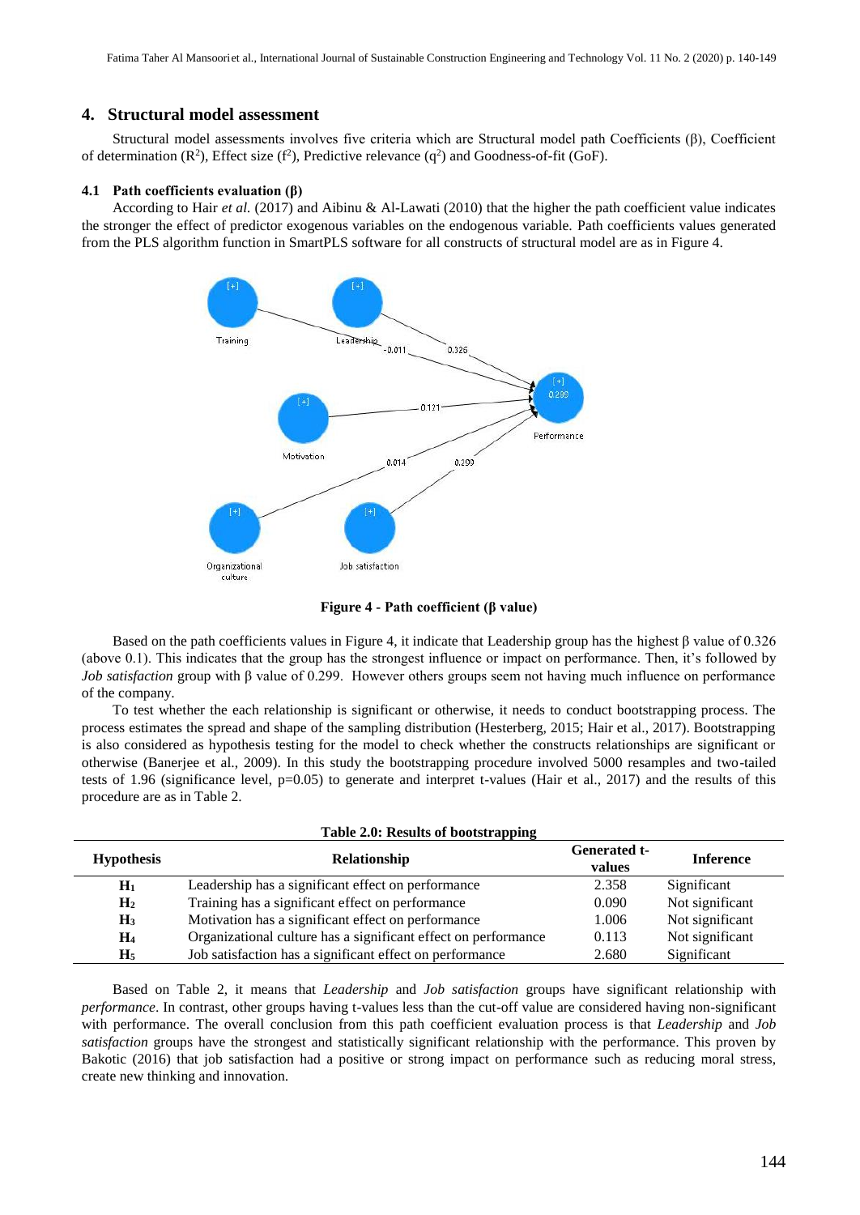## 4. Structural model assessment

Structural model assessments involves five criteria which are Structural model path Coefficients (β), Coefficient of determination ($R^2$), Effect size ($f^2$), Predictive relevance ($q^2$) and Goodness-of-fit (GoF).

### 4.1 Path coefficients evaluation (β)

According to Hair *et al.* (2017) and Aibinu & Al-Lawati (2010) that the higher the path coefficient value indicates the stronger the effect of predictor exogenous variables on the endogenous variable. Path coefficients values generated from the PLS algorithm function in SmartPLS software for all constructs of structural model are as in Figure 4.

**Figure 4 - Path coefficient (β value)**

Based on the path coefficients values in Figure 4, it indicate that Leadership group has the highest β value of 0.326 (above 0.1). This indicates that the group has the strongest influence or impact on performance. Then, it's followed by *Job satisfaction* group with β value of 0.299. However others groups seem not having much influence on performance of the company.

To test whether the each relationship is significant or otherwise, it needs to conduct bootstrapping process. The process estimates the spread and shape of the sampling distribution (Hesterberg, 2015; Hair et al., 2017). Bootstrapping is also considered as hypothesis testing for the model to check whether the constructs relationships are significant or otherwise (Banerjee et al., 2009). In this study the bootstrapping procedure involved 5000 resamples and two-tailed tests of 1.96 (significance level, p=0.05) to generate and interpret t-values (Hair et al., 2017) and the results of this procedure are as in Table 2.

**Table 2.0: Results of bootstrapping**

| Hypothesis | Relationship | Generated t-values | Inference |
|---|---|---|---|
| $H_1$ | Leadership has a significant effect on performance | 2.358 | Significant |
| $H_2$ | Training has a significant effect on performance | 0.090 | Not significant |
| $H_3$ | Motivation has a significant effect on performance | 1.006 | Not significant |
| $H_4$ | Organizational culture has a significant effect on performance | 0.113 | Not significant |
| $H_5$ | Job satisfaction has a significant effect on performance | 2.680 | Significant |

Based on Table 2, it means that *Leadership* and *Job satisfaction* groups have significant relationship with *performance*. In contrast, other groups having t-values less than the cut-off value are considered having non-significant with performance. The overall conclusion from this path coefficient evaluation process is that *Leadership* and *Job satisfaction* groups have the strongest and statistically significant relationship with the performance. This proven by Bakotic (2016) that job satisfaction had a positive or strong impact on performance such as reducing moral stress, create new thinking and innovation.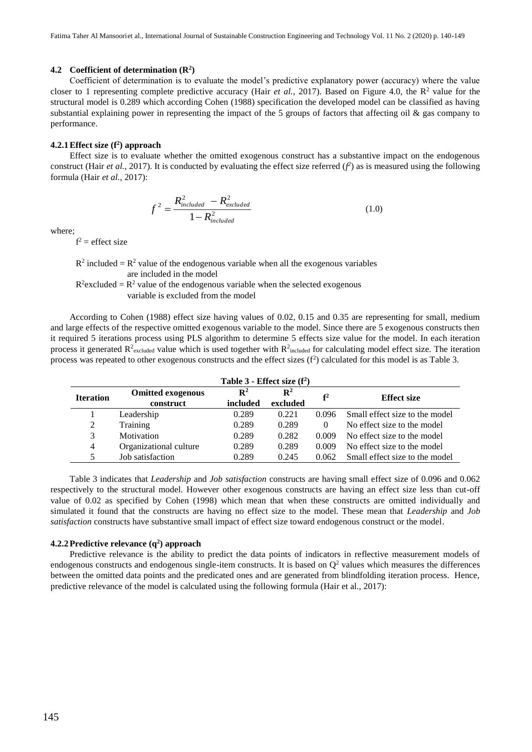### 4.2 Coefficient of determination ($R^2$)

Coefficient of determination is to evaluate the model's predictive explanatory power (accuracy) where the value closer to 1 representing complete predictive accuracy (Hair *et al.*, 2017). Based on Figure 4.0, the $R^2$ value for the structural model is 0.289 which according Cohen (1988) specification the developed model can be classified as having substantial explaining power in representing the impact of the 5 groups of factors that affecting oil & gas company to performance.

#### 4.2.1 Effect size ($f^2$) approach

Effect size is to evaluate whether the omitted exogenous construct has a substantive impact on the endogenous construct (Hair *et al.*, 2017). It is conducted by evaluating the effect size referred ($f^2$) as is measured using the following formula (Hair *et al.*, 2017):

$$f^2 = \frac{R^2_{included} - R^2_{excluded}}{1 - R^2_{included}} \tag{1.0}$$

where;

$f^2$ = effect size

$R^2$ included = $R^2$ value of the endogenous variable when all the exogenous variables are included in the model

$R^2$excluded = $R^2$ value of the endogenous variable when the selected exogenous variable is excluded from the model

According to Cohen (1988) effect size having values of 0.02, 0.15 and 0.35 are representing for small, medium and large effects of the respective omitted exogenous variable to the model. Since there are 5 exogenous constructs then it required 5 iterations process using PLS algorithm to determine 5 effects size value for the model. In each iteration process it generated $R^2_{excluded}$ value which is used together with $R^2_{included}$ for calculating model effect size. The iteration process was repeated to other exogenous constructs and the effect sizes ($f^2$) calculated for this model is as Table 3.

**Table 3 - Effect size ($f^2$)**

| Iteration | Omitted exogenous construct | $R^2$ included | $R^2$ excluded | $f^2$ | Effect size |
|---|---|---|---|---|---|
| 1 | Leadership | 0.289 | 0.221 | 0.096 | Small effect size to the model |
| 2 | Training | 0.289 | 0.289 | 0 | No effect size to the model |
| 3 | Motivation | 0.289 | 0.282 | 0.009 | No effect size to the model |
| 4 | Organizational culture | 0.289 | 0.289 | 0.009 | No effect size to the model |
| 5 | Job satisfaction | 0.289 | 0.245 | 0.062 | Small effect size to the model |

Table 3 indicates that *Leadership* and *Job satisfaction* constructs are having small effect size of 0.096 and 0.062 respectively to the structural model. However other exogenous constructs are having an effect size less than cut-off value of 0.02 as specified by Cohen (1998) which mean that when these constructs are omitted individually and simulated it found that the constructs are having no effect size to the model. These mean that *Leadership* and *Job satisfaction* constructs have substantive small impact of effect size toward endogenous construct or the model.

#### 4.2.2 Predictive relevance ($q^2$) approach

Predictive relevance is the ability to predict the data points of indicators in reflective measurement models of endogenous constructs and endogenous single-item constructs. It is based on $Q^2$ values which measures the differences between the omitted data points and the predicated ones and are generated from blindfolding iteration process. Hence, predictive relevance of the model is calculated using the following formula (Hair et al., 2017):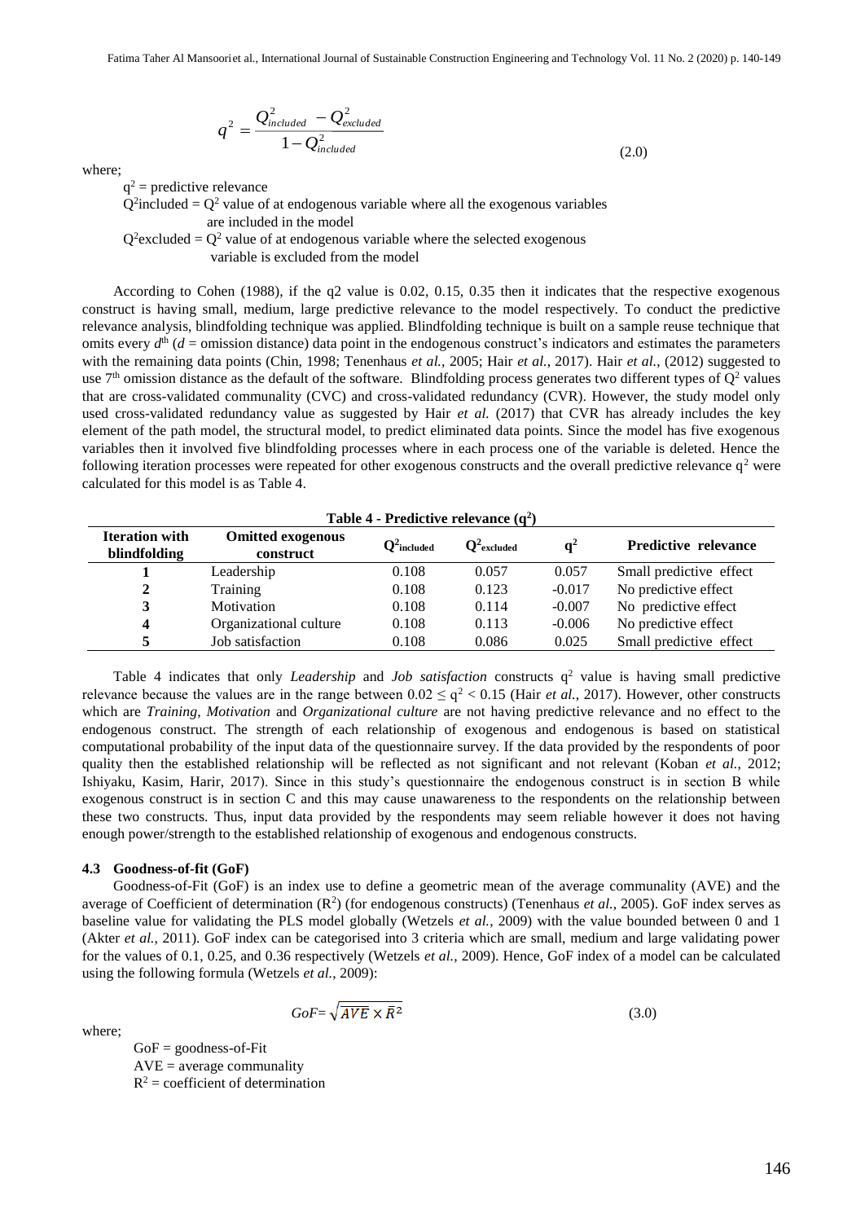$$q^2 = \frac{Q^2_{included} - Q^2_{excluded}}{1 - Q^2_{included}} \tag{2.0}$$

where;

$q^2$ = predictive relevance
$Q^2$included = $Q^2$ value of at endogenous variable where all the exogenous variables are included in the model
$Q^2$excluded = $Q^2$ value of at endogenous variable where the selected exogenous variable is excluded from the model

According to Cohen (1988), if the q2 value is 0.02, 0.15, 0.35 then it indicates that the respective exogenous construct is having small, medium, large predictive relevance to the model respectively. To conduct the predictive relevance analysis, blindfolding technique was applied. Blindfolding technique is built on a sample reuse technique that omits every $d^{th}$ ($d$ = omission distance) data point in the endogenous construct's indicators and estimates the parameters with the remaining data points (Chin, 1998; Tenenhaus *et al.*, 2005; Hair *et al.*, 2017). Hair *et al.*, (2012) suggested to use 7th omission distance as the default of the software. Blindfolding process generates two different types of $Q^2$ values that are cross-validated communality (CVC) and cross-validated redundancy (CVR). However, the study model only used cross-validated redundancy value as suggested by Hair *et al.* (2017) that CVR has already includes the key element of the path model, the structural model, to predict eliminated data points. Since the model has five exogenous variables then it involved five blindfolding processes where in each process one of the variable is deleted. Hence the following iteration processes were repeated for other exogenous constructs and the overall predictive relevance $q^2$ were calculated for this model is as Table 4.

**Table 4 - Predictive relevance ($q^2$)**

| Iteration with blindfolding | Omitted exogenous construct | $Q^2_{included}$ | $Q^2_{excluded}$ | $q^2$ | Predictive relevance |
|---|---|---|---|---|---|
| **1** | Leadership | 0.108 | 0.057 | 0.057 | Small predictive effect |
| **2** | Training | 0.108 | 0.123 | -0.017 | No predictive effect |
| **3** | Motivation | 0.108 | 0.114 | -0.007 | No predictive effect |
| **4** | Organizational culture | 0.108 | 0.113 | -0.006 | No predictive effect |
| **5** | Job satisfaction | 0.108 | 0.086 | 0.025 | Small predictive effect |

Table 4 indicates that only *Leadership* and *Job satisfaction* constructs $q^2$ value is having small predictive relevance because the values are in the range between $0.02 \leq q^2 < 0.15$ (Hair *et al.*, 2017). However, other constructs which are *Training*, *Motivation* and *Organizational culture* are not having predictive relevance and no effect to the endogenous construct. The strength of each relationship of exogenous and endogenous is based on statistical computational probability of the input data of the questionnaire survey. If the data provided by the respondents of poor quality then the established relationship will be reflected as not significant and not relevant (Koban *et al.*, 2012; Ishiyaku, Kasim, Harir, 2017). Since in this study's questionnaire the endogenous construct is in section B while exogenous construct is in section C and this may cause unawareness to the respondents on the relationship between these two constructs. Thus, input data provided by the respondents may seem reliable however it does not having enough power/strength to the established relationship of exogenous and endogenous constructs.

### 4.3 Goodness-of-fit (GoF)

Goodness-of-Fit (GoF) is an index use to define a geometric mean of the average communality (AVE) and the average of Coefficient of determination ($R^2$) (for endogenous constructs) (Tenenhaus *et al.*, 2005). GoF index serves as baseline value for validating the PLS model globally (Wetzels *et al.*, 2009) with the value bounded between 0 and 1 (Akter *et al.*, 2011). GoF index can be categorised into 3 criteria which are small, medium and large validating power for the values of 0.1, 0.25, and 0.36 respectively (Wetzels *et al.*, 2009). Hence, GoF index of a model can be calculated using the following formula (Wetzels *et al.*, 2009):

$$GoF = \sqrt{\overline{AVE} \times \bar{R}^2} \tag{3.0}$$

where;

GoF = goodness-of-Fit
AVE = average communality
$R^2$ = coefficient of determination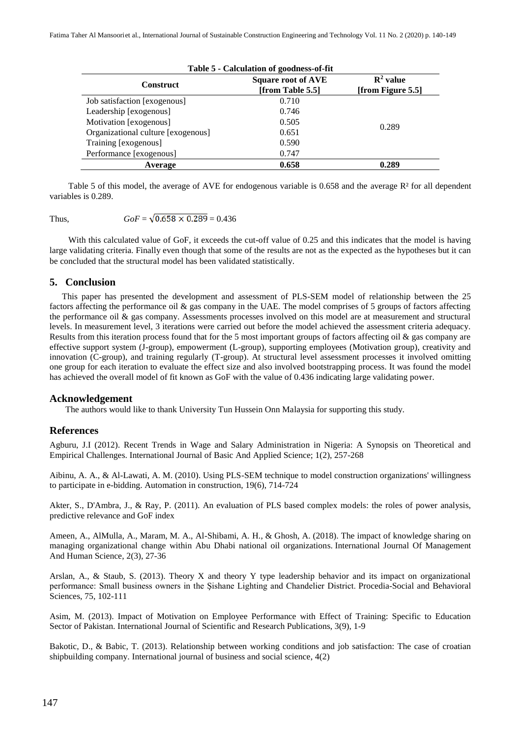**Table 5 - Calculation of goodness-of-fit**

| Construct | Square root of AVE [from Table 5.5] | $R^2$ value [from Figure 5.5] |
|---|---|---|
| Job satisfaction [exogenous] | 0.710 | |
| Leadership [exogenous] | 0.746 | |
| Motivation [exogenous] | 0.505 | 0.289 |
| Organizational culture [exogenous] | 0.651 | |
| Training [exogenous] | 0.590 | |
| Performance [exogenous] | 0.747 | |
| **Average** | **0.658** | **0.289** |

Table 5 of this model, the average of AVE for endogenous variable is 0.658 and the average R² for all dependent variables is 0.289.

Thus, $GoF = \sqrt{0.658 \times 0.289} = 0.436$

With this calculated value of GoF, it exceeds the cut-off value of 0.25 and this indicates that the model is having large validating criteria. Finally even though that some of the results are not as the expected as the hypotheses but it can be concluded that the structural model has been validated statistically.

## 5. Conclusion

This paper has presented the development and assessment of PLS-SEM model of relationship between the 25 factors affecting the performance oil & gas company in the UAE. The model comprises of 5 groups of factors affecting the performance oil & gas company. Assessments processes involved on this model are at measurement and structural levels. In measurement level, 3 iterations were carried out before the model achieved the assessment criteria adequacy. Results from this iteration process found that for the 5 most important groups of factors affecting oil & gas company are effective support system (J-group), empowerment (L-group), supporting employees (Motivation group), creativity and innovation (C-group), and training regularly (T-group). At structural level assessment processes it involved omitting one group for each iteration to evaluate the effect size and also involved bootstrapping process. It was found the model has achieved the overall model of fit known as GoF with the value of 0.436 indicating large validating power.

## Acknowledgement

The authors would like to thank University Tun Hussein Onn Malaysia for supporting this study.

## References

Agburu, J.I (2012). Recent Trends in Wage and Salary Administration in Nigeria: A Synopsis on Theoretical and Empirical Challenges. International Journal of Basic And Applied Science; 1(2), 257-268

Aibinu, A. A., & Al-Lawati, A. M. (2010). Using PLS-SEM technique to model construction organizations' willingness to participate in e-bidding. Automation in construction, 19(6), 714-724

Akter, S., D'Ambra, J., & Ray, P. (2011). An evaluation of PLS based complex models: the roles of power analysis, predictive relevance and GoF index

Ameen, A., AlMulla, A., Maram, M. A., Al-Shibami, A. H., & Ghosh, A. (2018). The impact of knowledge sharing on managing organizational change within Abu Dhabi national oil organizations. International Journal Of Management And Human Science, 2(3), 27-36

Arslan, A., & Staub, S. (2013). Theory X and theory Y type leadership behavior and its impact on organizational performance: Small business owners in the Şishane Lighting and Chandelier District. Procedia-Social and Behavioral Sciences, 75, 102-111

Asim, M. (2013). Impact of Motivation on Employee Performance with Effect of Training: Specific to Education Sector of Pakistan. International Journal of Scientific and Research Publications, 3(9), 1-9

Bakotic, D., & Babic, T. (2013). Relationship between working conditions and job satisfaction: The case of croatian shipbuilding company. International journal of business and social science, 4(2)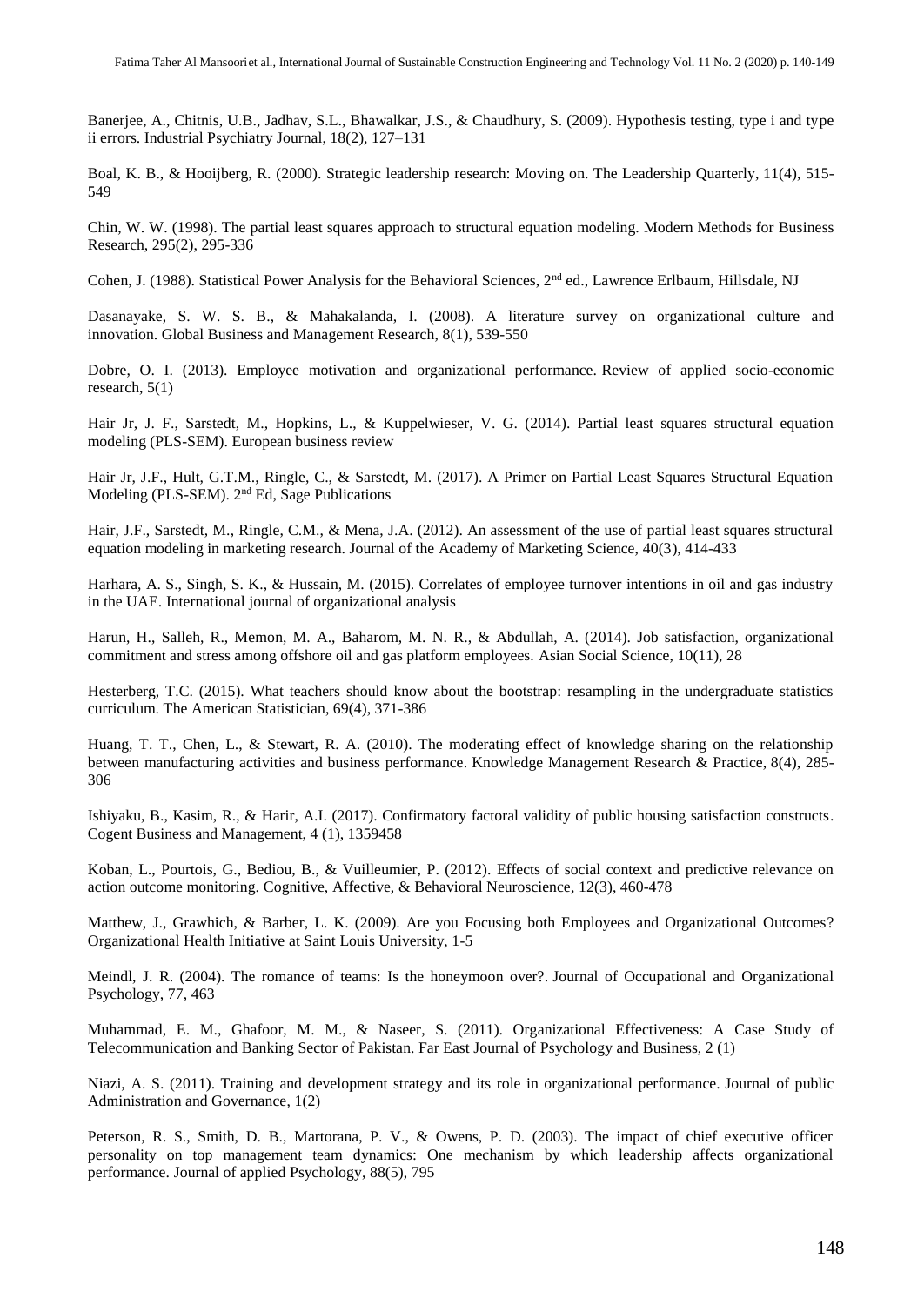Banerjee, A., Chitnis, U.B., Jadhav, S.L., Bhawalkar, J.S., & Chaudhury, S. (2009). Hypothesis testing, type i and type ii errors. Industrial Psychiatry Journal, 18(2), 127–131

Boal, K. B., & Hooijberg, R. (2000). Strategic leadership research: Moving on. The Leadership Quarterly, 11(4), 515-549

Chin, W. W. (1998). The partial least squares approach to structural equation modeling. Modern Methods for Business Research, 295(2), 295-336

Cohen, J. (1988). Statistical Power Analysis for the Behavioral Sciences, 2nd ed., Lawrence Erlbaum, Hillsdale, NJ

Dasanayake, S. W. S. B., & Mahakalanda, I. (2008). A literature survey on organizational culture and innovation. Global Business and Management Research, 8(1), 539-550

Dobre, O. I. (2013). Employee motivation and organizational performance. Review of applied socio-economic research, 5(1)

Hair Jr, J. F., Sarstedt, M., Hopkins, L., & Kuppelwieser, V. G. (2014). Partial least squares structural equation modeling (PLS-SEM). European business review

Hair Jr, J.F., Hult, G.T.M., Ringle, C., & Sarstedt, M. (2017). A Primer on Partial Least Squares Structural Equation Modeling (PLS-SEM). 2nd Ed, Sage Publications

Hair, J.F., Sarstedt, M., Ringle, C.M., & Mena, J.A. (2012). An assessment of the use of partial least squares structural equation modeling in marketing research. Journal of the Academy of Marketing Science, 40(3), 414-433

Harhara, A. S., Singh, S. K., & Hussain, M. (2015). Correlates of employee turnover intentions in oil and gas industry in the UAE. International journal of organizational analysis

Harun, H., Salleh, R., Memon, M. A., Baharom, M. N. R., & Abdullah, A. (2014). Job satisfaction, organizational commitment and stress among offshore oil and gas platform employees. Asian Social Science, 10(11), 28

Hesterberg, T.C. (2015). What teachers should know about the bootstrap: resampling in the undergraduate statistics curriculum. The American Statistician, 69(4), 371-386

Huang, T. T., Chen, L., & Stewart, R. A. (2010). The moderating effect of knowledge sharing on the relationship between manufacturing activities and business performance. Knowledge Management Research & Practice, 8(4), 285-306

Ishiyaku, B., Kasim, R., & Harir, A.I. (2017). Confirmatory factoral validity of public housing satisfaction constructs. Cogent Business and Management, 4 (1), 1359458

Koban, L., Pourtois, G., Bediou, B., & Vuilleumier, P. (2012). Effects of social context and predictive relevance on action outcome monitoring. Cognitive, Affective, & Behavioral Neuroscience, 12(3), 460-478

Matthew, J., Grawhich, & Barber, L. K. (2009). Are you Focusing both Employees and Organizational Outcomes? Organizational Health Initiative at Saint Louis University, 1-5

Meindl, J. R. (2004). The romance of teams: Is the honeymoon over?. Journal of Occupational and Organizational Psychology, 77, 463

Muhammad, E. M., Ghafoor, M. M., & Naseer, S. (2011). Organizational Effectiveness: A Case Study of Telecommunication and Banking Sector of Pakistan. Far East Journal of Psychology and Business, 2 (1)

Niazi, A. S. (2011). Training and development strategy and its role in organizational performance. Journal of public Administration and Governance, 1(2)

Peterson, R. S., Smith, D. B., Martorana, P. V., & Owens, P. D. (2003). The impact of chief executive officer personality on top management team dynamics: One mechanism by which leadership affects organizational performance. Journal of applied Psychology, 88(5), 795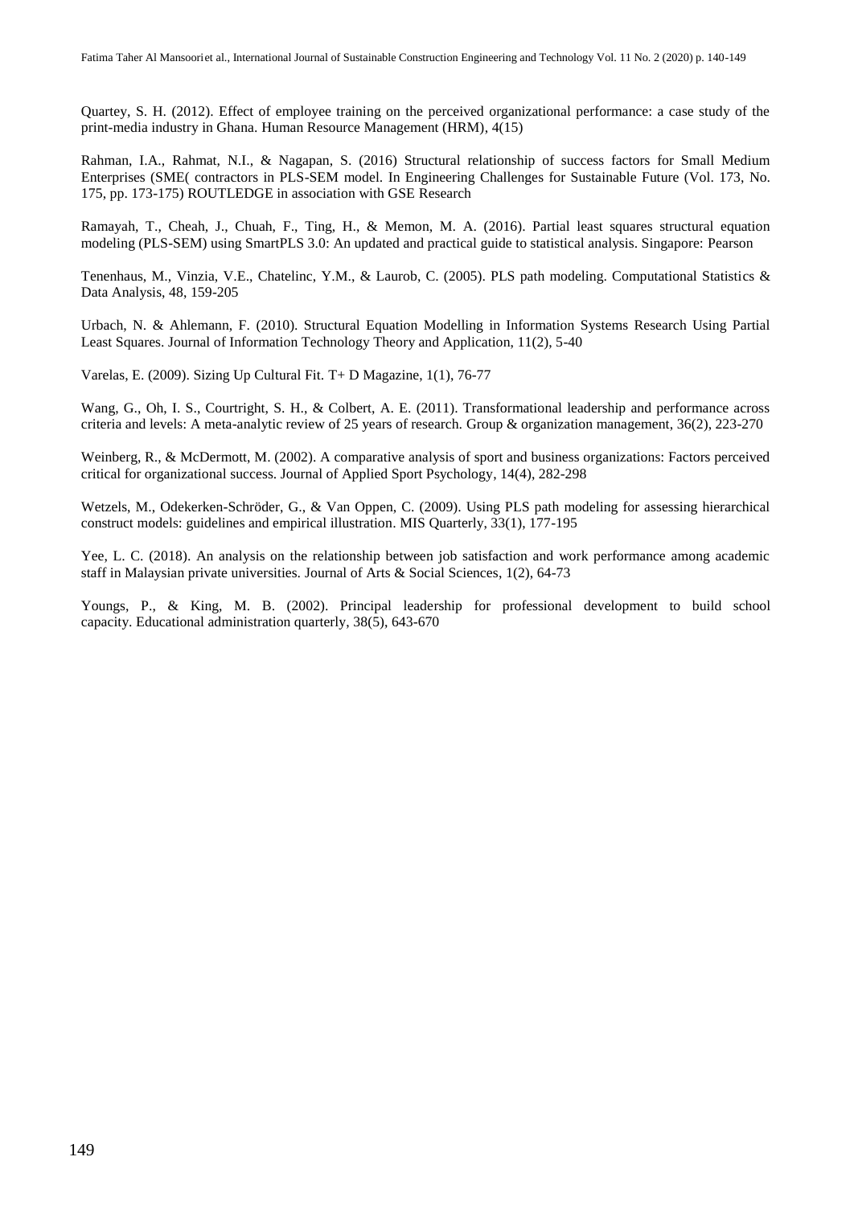Quartey, S. H. (2012). Effect of employee training on the perceived organizational performance: a case study of the print-media industry in Ghana. Human Resource Management (HRM), 4(15)

Rahman, I.A., Rahmat, N.I., & Nagapan, S. (2016) Structural relationship of success factors for Small Medium Enterprises (SME( contractors in PLS-SEM model. In Engineering Challenges for Sustainable Future (Vol. 173, No. 175, pp. 173-175) ROUTLEDGE in association with GSE Research

Ramayah, T., Cheah, J., Chuah, F., Ting, H., & Memon, M. A. (2016). Partial least squares structural equation modeling (PLS-SEM) using SmartPLS 3.0: An updated and practical guide to statistical analysis. Singapore: Pearson

Tenenhaus, M., Vinzia, V.E., Chatelinc, Y.M., & Laurob, C. (2005). PLS path modeling. Computational Statistics & Data Analysis, 48, 159-205

Urbach, N. & Ahlemann, F. (2010). Structural Equation Modelling in Information Systems Research Using Partial Least Squares. Journal of Information Technology Theory and Application, 11(2), 5-40

Varelas, E. (2009). Sizing Up Cultural Fit. T+ D Magazine, 1(1), 76-77

Wang, G., Oh, I. S., Courtright, S. H., & Colbert, A. E. (2011). Transformational leadership and performance across criteria and levels: A meta-analytic review of 25 years of research. Group & organization management, 36(2), 223-270

Weinberg, R., & McDermott, M. (2002). A comparative analysis of sport and business organizations: Factors perceived critical for organizational success. Journal of Applied Sport Psychology, 14(4), 282-298

Wetzels, M., Odekerken-Schröder, G., & Van Oppen, C. (2009). Using PLS path modeling for assessing hierarchical construct models: guidelines and empirical illustration. MIS Quarterly, 33(1), 177-195

Yee, L. C. (2018). An analysis on the relationship between job satisfaction and work performance among academic staff in Malaysian private universities. Journal of Arts & Social Sciences, 1(2), 64-73

Youngs, P., & King, M. B. (2002). Principal leadership for professional development to build school capacity. Educational administration quarterly, 38(5), 643-670